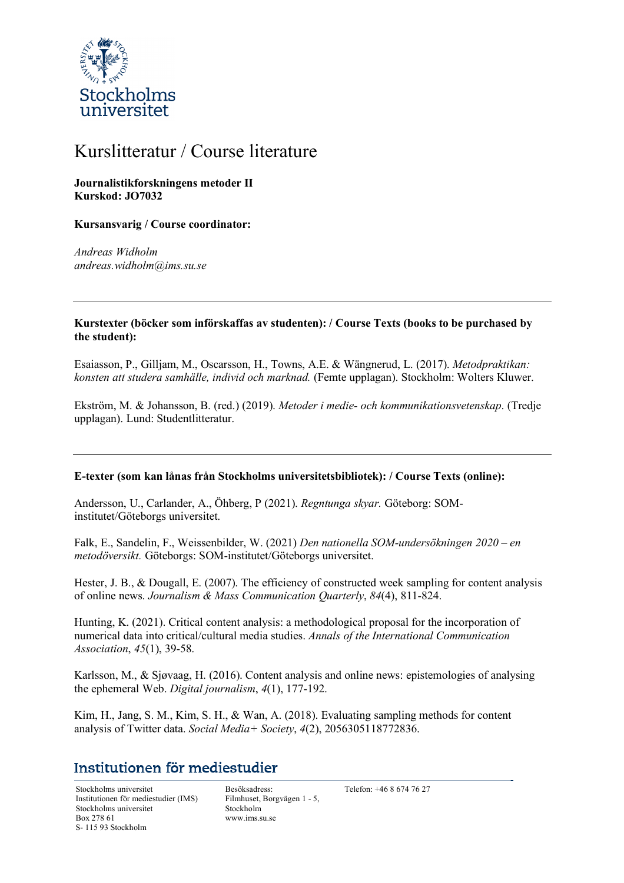# Kurslitteratur / Course literature

**Journalistikforskningens metoder II**
**Kurskod: JO7032**

**Kursansvarig / Course coordinator:**

*Andreas Widholm*
*andreas.widholm@ims.su.se*

---

**Kurstexter (böcker som införskaffas av studenten): / Course Texts (books to be purchased by the student):**

Esaiasson, P., Gilljam, M., Oscarsson, H., Towns, A.E. & Wängnerud, L. (2017). *Metodpraktikan: konsten att studera samhälle, individ och marknad.* (Femte upplagan). Stockholm: Wolters Kluwer.

Ekström, M. & Johansson, B. (red.) (2019). *Metoder i medie- och kommunikationsvetenskap*. (Tredje upplagan). Lund: Studentlitteratur.

---

**E-texter (som kan lånas från Stockholms universitetsbibliotek): / Course Texts (online):**

Andersson, U., Carlander, A., Öhberg, P (2021). *Regntunga skyar.* Göteborg: SOM-institutet/Göteborgs universitet.

Falk, E., Sandelin, F., Weissenbilder, W. (2021) *Den nationella SOM-undersökningen 2020 – en metodöversikt.* Göteborgs: SOM-institutet/Göteborgs universitet.

Hester, J. B., & Dougall, E. (2007). The efficiency of constructed week sampling for content analysis of online news. *Journalism & Mass Communication Quarterly*, *84*(4), 811-824.

Hunting, K. (2021). Critical content analysis: a methodological proposal for the incorporation of numerical data into critical/cultural media studies. *Annals of the International Communication Association*, *45*(1), 39-58.

Karlsson, M., & Sjøvaag, H. (2016). Content analysis and online news: epistemologies of analysing the ephemeral Web. *Digital journalism*, *4*(1), 177-192.

Kim, H., Jang, S. M., Kim, S. H., & Wan, A. (2018). Evaluating sampling methods for content analysis of Twitter data. *Social Media+ Society*, *4*(2), 2056305118772836.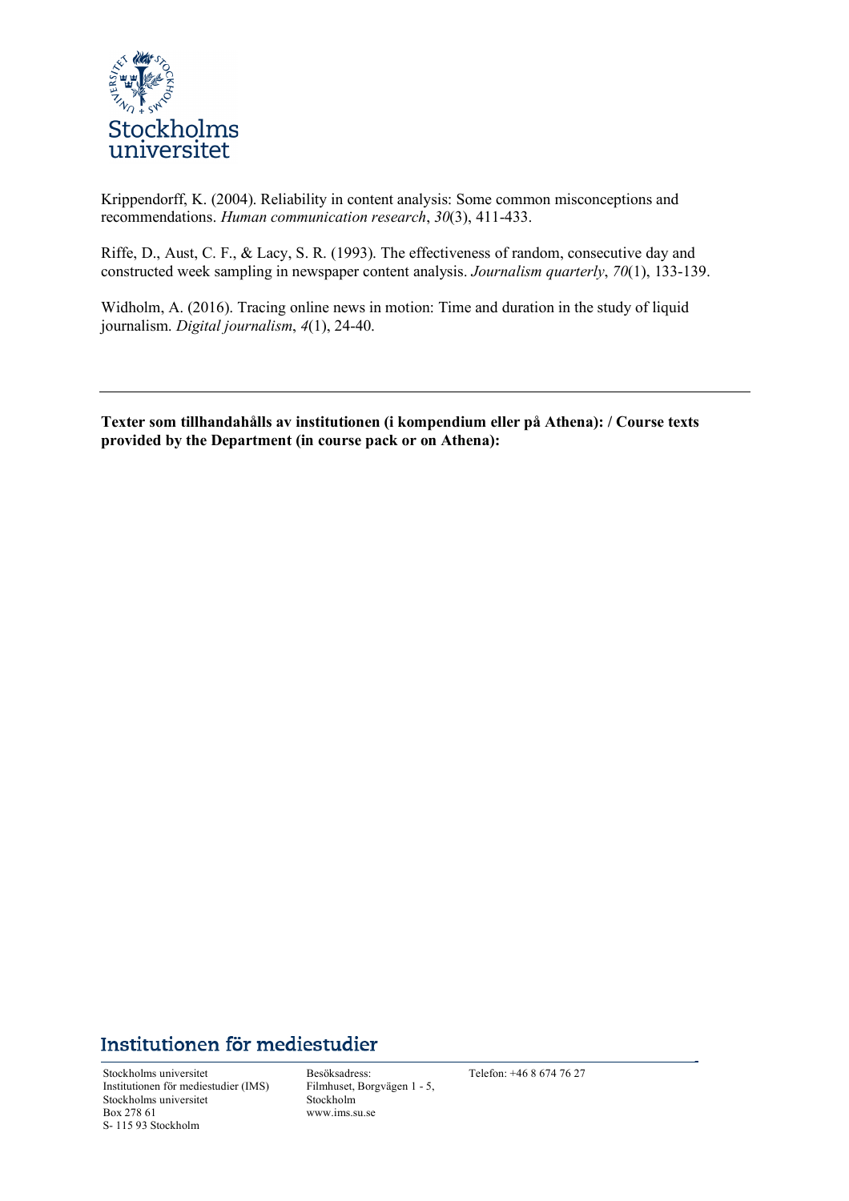Krippendorff, K. (2004). Reliability in content analysis: Some common misconceptions and recommendations. *Human communication research*, *30*(3), 411-433.

Riffe, D., Aust, C. F., & Lacy, S. R. (1993). The effectiveness of random, consecutive day and constructed week sampling in newspaper content analysis. *Journalism quarterly*, *70*(1), 133-139.

Widholm, A. (2016). Tracing online news in motion: Time and duration in the study of liquid journalism. *Digital journalism*, *4*(1), 24-40.

---

**Texter som tillhandahålls av institutionen (i kompendium eller på Athena): / Course texts provided by the Department (in course pack or on Athena):**